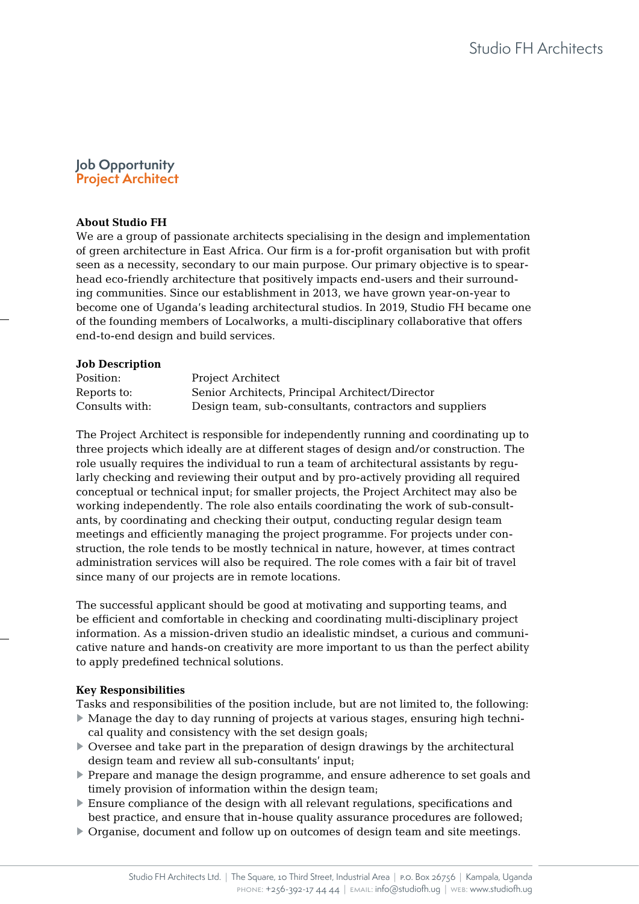# Job Opportunity
## Project Architect

### About Studio FH

We are a group of passionate architects specialising in the design and implementation of green architecture in East Africa. Our firm is a for-profit organisation but with profit seen as a necessity, secondary to our main purpose. Our primary objective is to spearhead eco-friendly architecture that positively impacts end-users and their surrounding communities. Since our establishment in 2013, we have grown year-on-year to become one of Uganda's leading architectural studios. In 2019, Studio FH became one of the founding members of Localworks, a multi-disciplinary collaborative that offers end-to-end design and build services.

### Job Description

| | |
|---|---|
| Position: | Project Architect |
| Reports to: | Senior Architects, Principal Architect/Director |
| Consults with: | Design team, sub-consultants, contractors and suppliers |

The Project Architect is responsible for independently running and coordinating up to three projects which ideally are at different stages of design and/or construction. The role usually requires the individual to run a team of architectural assistants by regularly checking and reviewing their output and by pro-actively providing all required conceptual or technical input; for smaller projects, the Project Architect may also be working independently. The role also entails coordinating the work of sub-consultants, by coordinating and checking their output, conducting regular design team meetings and efficiently managing the project programme. For projects under construction, the role tends to be mostly technical in nature, however, at times contract administration services will also be required. The role comes with a fair bit of travel since many of our projects are in remote locations.

The successful applicant should be good at motivating and supporting teams, and be efficient and comfortable in checking and coordinating multi-disciplinary project information. As a mission-driven studio an idealistic mindset, a curious and communicative nature and hands-on creativity are more important to us than the perfect ability to apply predefined technical solutions.

### Key Responsibilities

Tasks and responsibilities of the position include, but are not limited to, the following:

- Manage the day to day running of projects at various stages, ensuring high technical quality and consistency with the set design goals;
- Oversee and take part in the preparation of design drawings by the architectural design team and review all sub-consultants' input;
- Prepare and manage the design programme, and ensure adherence to set goals and timely provision of information within the design team;
- Ensure compliance of the design with all relevant regulations, specifications and best practice, and ensure that in-house quality assurance procedures are followed;
- Organise, document and follow up on outcomes of design team and site meetings.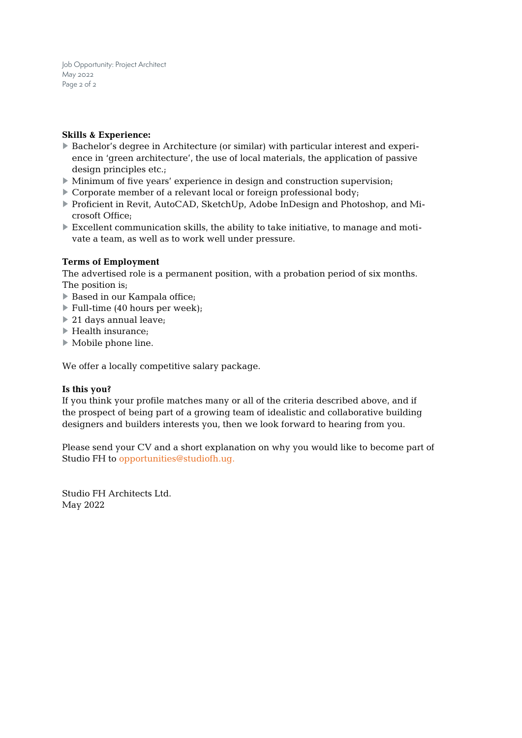**Skills & Experience:**

- Bachelor's degree in Architecture (or similar) with particular interest and experience in 'green architecture', the use of local materials, the application of passive design principles etc.;
- Minimum of five years' experience in design and construction supervision;
- Corporate member of a relevant local or foreign professional body;
- Proficient in Revit, AutoCAD, SketchUp, Adobe InDesign and Photoshop, and Microsoft Office;
- Excellent communication skills, the ability to take initiative, to manage and motivate a team, as well as to work well under pressure.

**Terms of Employment**

The advertised role is a permanent position, with a probation period of six months. The position is;

- Based in our Kampala office;
- Full-time (40 hours per week);
- 21 days annual leave;
- Health insurance;
- Mobile phone line.

We offer a locally competitive salary package.

**Is this you?**

If you think your profile matches many or all of the criteria described above, and if the prospect of being part of a growing team of idealistic and collaborative building designers and builders interests you, then we look forward to hearing from you.

Please send your CV and a short explanation on why you would like to become part of Studio FH to opportunities@studiofh.ug.

Studio FH Architects Ltd.
May 2022